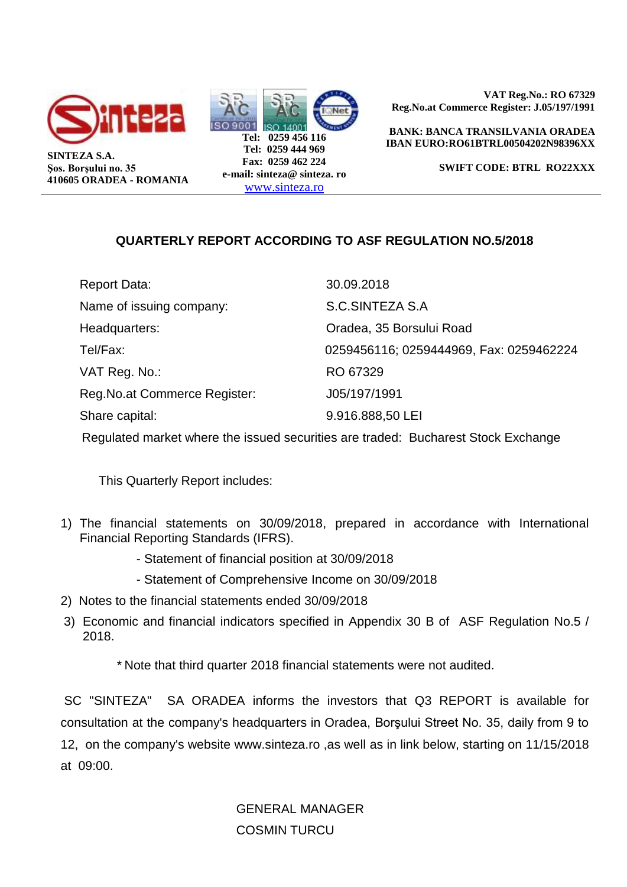SINTEZA S.A.
Şos. Borşului no. 35
410605 ORADEA - ROMANIA

ISO 9001 ISO 14001

Tel: 0259 456 116
Tel: 0259 444 969
Fax: 0259 462 224
e-mail: sinteza@ sinteza. ro
www.sinteza.ro

VAT Reg.No.: RO 67329
Reg.No.at Commerce Register: J.05/197/1991

BANK: BANCA TRANSILVANIA ORADEA
IBAN EURO:RO61BTRL00504202N98396XX

SWIFT CODE: BTRL RO22XXX

## QUARTERLY REPORT ACCORDING TO ASF REGULATION NO.5/2018

| | |
|---|---|
| Report Data: | 30.09.2018 |
| Name of issuing company: | S.C.SINTEZA S.A |
| Headquarters: | Oradea, 35 Borsului Road |
| Tel/Fax: | 0259456116; 0259444969, Fax: 0259462224 |
| VAT Reg. No.: | RO 67329 |
| Reg.No.at Commerce Register: | J05/197/1991 |
| Share capital: | 9.916.888,50 LEI |

Regulated market where the issued securities are traded: Bucharest Stock Exchange

This Quarterly Report includes:

1) The financial statements on 30/09/2018, prepared in accordance with International Financial Reporting Standards (IFRS).
   - Statement of financial position at 30/09/2018
   - Statement of Comprehensive Income on 30/09/2018
2) Notes to the financial statements ended 30/09/2018
3) Economic and financial indicators specified in Appendix 30 B of ASF Regulation No.5 / 2018.

\* Note that third quarter 2018 financial statements were not audited.

SC "SINTEZA" SA ORADEA informs the investors that Q3 REPORT is available for consultation at the company's headquarters in Oradea, Borşului Street No. 35, daily from 9 to 12, on the company's website www.sinteza.ro ,as well as in link below, starting on 11/15/2018 at 09:00.

GENERAL MANAGER
COSMIN TURCU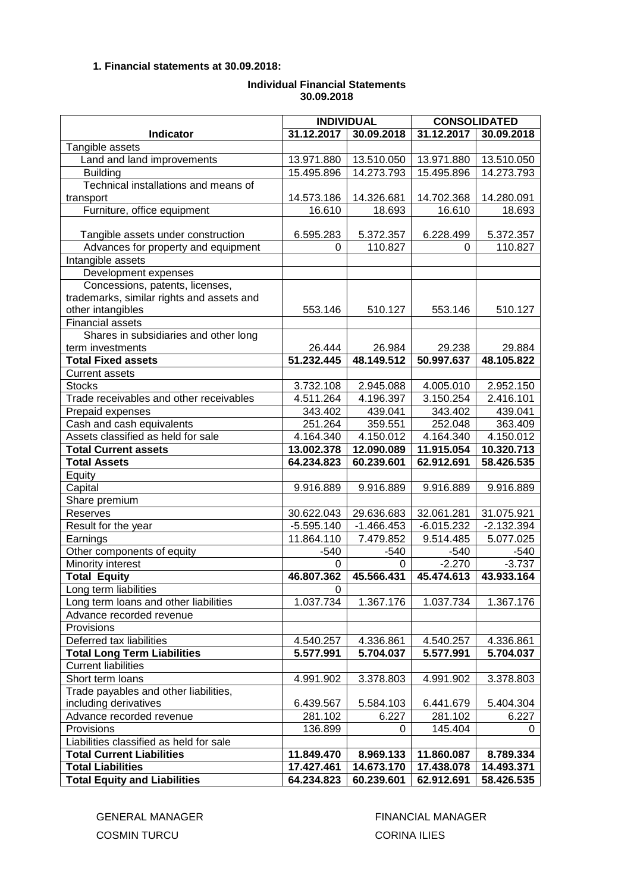**1. Financial statements at 30.09.2018:**

**Individual Financial Statements**
**30.09.2018**

| Indicator | INDIVIDUAL | | CONSOLIDATED | |
|---|---|---|---|---|
| | 31.12.2017 | 30.09.2018 | 31.12.2017 | 30.09.2018 |
| Tangible assets | | | | |
| Land and land improvements | 13.971.880 | 13.510.050 | 13.971.880 | 13.510.050 |
| Building | 15.495.896 | 14.273.793 | 15.495.896 | 14.273.793 |
| Technical installations and means of transport | 14.573.186 | 14.326.681 | 14.702.368 | 14.280.091 |
| Furniture, office equipment | 16.610 | 18.693 | 16.610 | 18.693 |
| Tangible assets under construction | 6.595.283 | 5.372.357 | 6.228.499 | 5.372.357 |
| Advances for property and equipment | 0 | 110.827 | 0 | 110.827 |
| Intangible assets | | | | |
| Development expenses | | | | |
| Concessions, patents, licenses, trademarks, similar rights and assets and other intangibles | 553.146 | 510.127 | 553.146 | 510.127 |
| Financial assets | | | | |
| Shares in subsidiaries and other long term investments | 26.444 | 26.984 | 29.238 | 29.884 |
| **Total Fixed assets** | **51.232.445** | **48.149.512** | **50.997.637** | **48.105.822** |
| Current assets | | | | |
| Stocks | 3.732.108 | 2.945.088 | 4.005.010 | 2.952.150 |
| Trade receivables and other receivables | 4.511.264 | 4.196.397 | 3.150.254 | 2.416.101 |
| Prepaid expenses | 343.402 | 439.041 | 343.402 | 439.041 |
| Cash and cash equivalents | 251.264 | 359.551 | 252.048 | 363.409 |
| Assets classified as held for sale | 4.164.340 | 4.150.012 | 4.164.340 | 4.150.012 |
| **Total Current assets** | **13.002.378** | **12.090.089** | **11.915.054** | **10.320.713** |
| **Total Assets** | **64.234.823** | **60.239.601** | **62.912.691** | **58.426.535** |
| Equity | | | | |
| Capital | 9.916.889 | 9.916.889 | 9.916.889 | 9.916.889 |
| Share premium | | | | |
| Reserves | 30.622.043 | 29.636.683 | 32.061.281 | 31.075.921 |
| Result for the year | -5.595.140 | -1.466.453 | -6.015.232 | -2.132.394 |
| Earnings | 11.864.110 | 7.479.852 | 9.514.485 | 5.077.025 |
| Other components of equity | -540 | -540 | -540 | -540 |
| Minority interest | 0 | 0 | -2.270 | -3.737 |
| **Total Equity** | **46.807.362** | **45.566.431** | **45.474.613** | **43.933.164** |
| Long term liabilities | 0 | | | |
| Long term loans and other liabilities | 1.037.734 | 1.367.176 | 1.037.734 | 1.367.176 |
| Advance recorded revenue | | | | |
| Provisions | | | | |
| Deferred tax liabilities | 4.540.257 | 4.336.861 | 4.540.257 | 4.336.861 |
| **Total Long Term Liabilities** | **5.577.991** | **5.704.037** | **5.577.991** | **5.704.037** |
| Current liabilities | | | | |
| Short term loans | 4.991.902 | 3.378.803 | 4.991.902 | 3.378.803 |
| Trade payables and other liabilities, including derivatives | 6.439.567 | 5.584.103 | 6.441.679 | 5.404.304 |
| Advance recorded revenue | 281.102 | 6.227 | 281.102 | 6.227 |
| Provisions | 136.899 | 0 | 145.404 | 0 |
| Liabilities classified as held for sale | | | | |
| **Total Current Liabilities** | **11.849.470** | **8.969.133** | **11.860.087** | **8.789.334** |
| **Total Liabilities** | **17.427.461** | **14.673.170** | **17.438.078** | **14.493.371** |
| **Total Equity and Liabilities** | **64.234.823** | **60.239.601** | **62.912.691** | **58.426.535** |

GENERAL MANAGER
COSMIN TURCU

FINANCIAL MANAGER
CORINA ILIES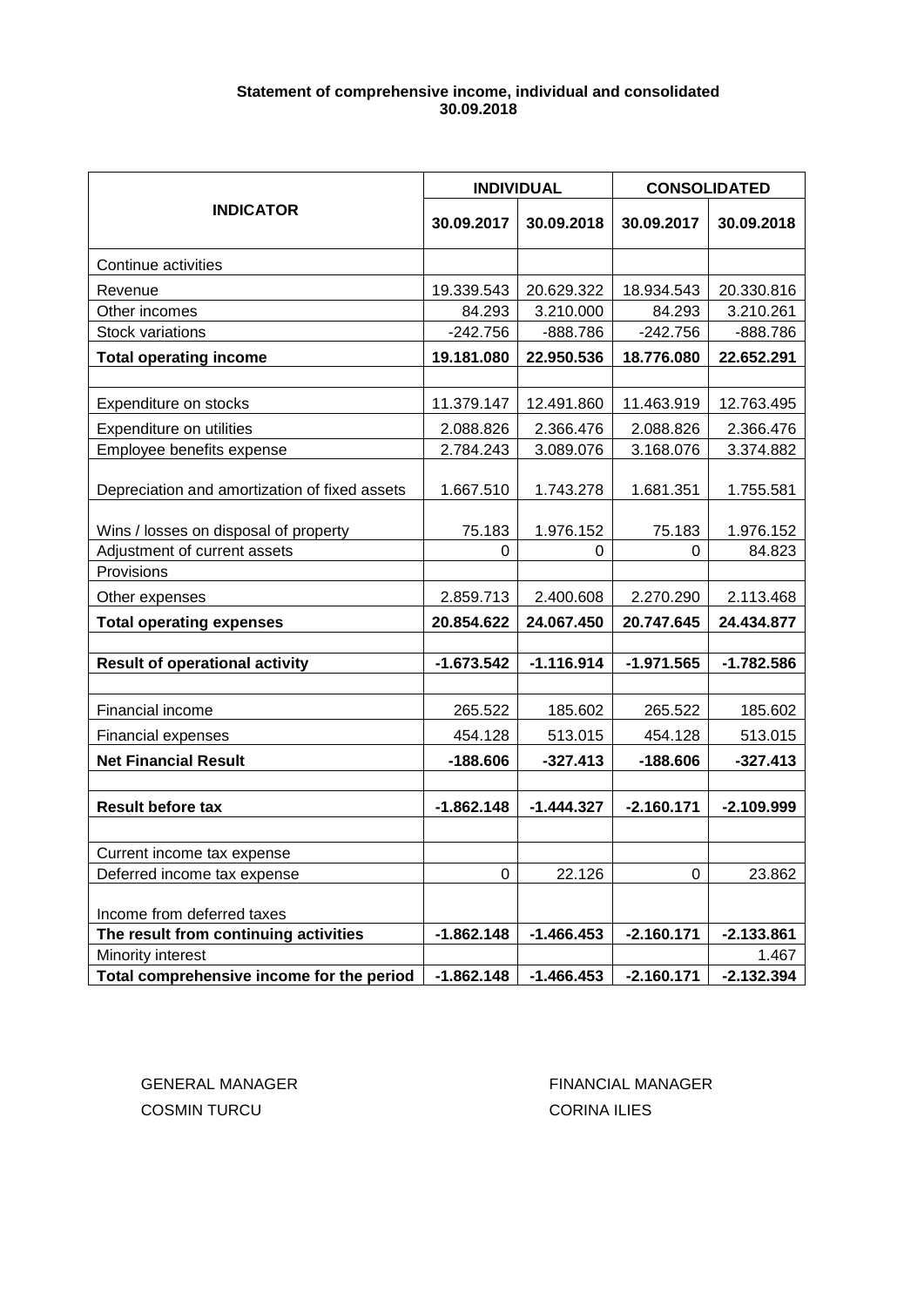**Statement of comprehensive income, individual and consolidated**
**30.09.2018**

| INDICATOR | INDIVIDUAL | | CONSOLIDATED | |
|---|---|---|---|---|
| | 30.09.2017 | 30.09.2018 | 30.09.2017 | 30.09.2018 |
| Continue activities | | | | |
| Revenue | 19.339.543 | 20.629.322 | 18.934.543 | 20.330.816 |
| Other incomes | 84.293 | 3.210.000 | 84.293 | 3.210.261 |
| Stock variations | -242.756 | -888.786 | -242.756 | -888.786 |
| **Total operating income** | **19.181.080** | **22.950.536** | **18.776.080** | **22.652.291** |
| | | | | |
| Expenditure on stocks | 11.379.147 | 12.491.860 | 11.463.919 | 12.763.495 |
| Expenditure on utilities | 2.088.826 | 2.366.476 | 2.088.826 | 2.366.476 |
| Employee benefits expense | 2.784.243 | 3.089.076 | 3.168.076 | 3.374.882 |
| Depreciation and amortization of fixed assets | 1.667.510 | 1.743.278 | 1.681.351 | 1.755.581 |
| Wins / losses on disposal of property | 75.183 | 1.976.152 | 75.183 | 1.976.152 |
| Adjustment of current assets | 0 | 0 | 0 | 84.823 |
| Provisions | | | | |
| Other expenses | 2.859.713 | 2.400.608 | 2.270.290 | 2.113.468 |
| **Total operating expenses** | **20.854.622** | **24.067.450** | **20.747.645** | **24.434.877** |
| | | | | |
| **Result of operational activity** | **-1.673.542** | **-1.116.914** | **-1.971.565** | **-1.782.586** |
| | | | | |
| Financial income | 265.522 | 185.602 | 265.522 | 185.602 |
| Financial expenses | 454.128 | 513.015 | 454.128 | 513.015 |
| **Net Financial Result** | **-188.606** | **-327.413** | **-188.606** | **-327.413** |
| | | | | |
| **Result before tax** | **-1.862.148** | **-1.444.327** | **-2.160.171** | **-2.109.999** |
| | | | | |
| Current income tax expense | | | | |
| Deferred income tax expense | 0 | 22.126 | 0 | 23.862 |
| Income from deferred taxes | | | | |
| **The result from continuing activities** | **-1.862.148** | **-1.466.453** | **-2.160.171** | **-2.133.861** |
| Minority interest | | | | 1.467 |
| **Total comprehensive income for the period** | **-1.862.148** | **-1.466.453** | **-2.160.171** | **-2.132.394** |

GENERAL MANAGER
COSMIN TURCU

FINANCIAL MANAGER
CORINA ILIES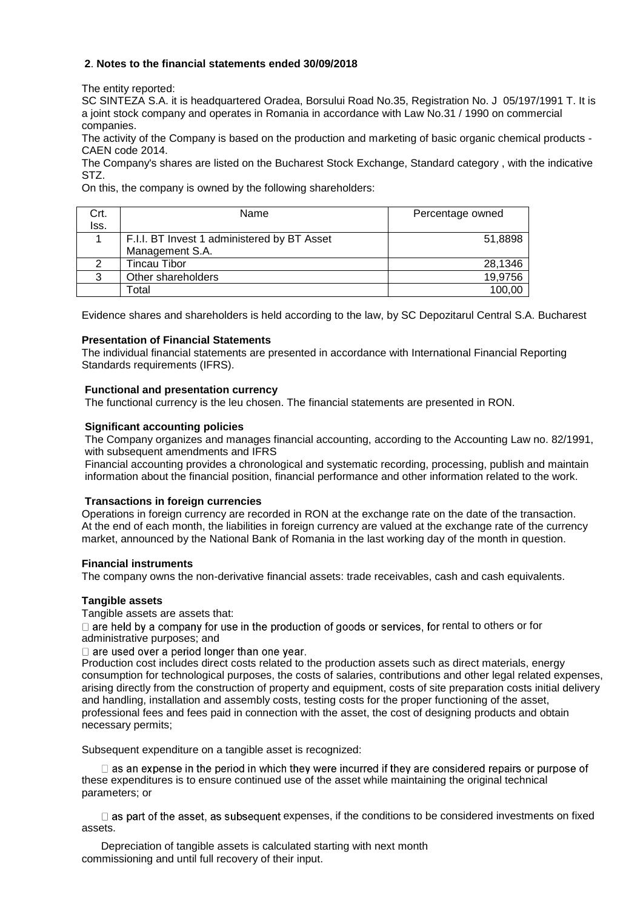**2**. **Notes to the financial statements ended 30/09/2018**

The entity reported:
SC SINTEZA S.A. it is headquartered Oradea, Borsului Road No.35, Registration No. J 05/197/1991 T. It is a joint stock company and operates in Romania in accordance with Law No.31 / 1990 on commercial companies.
The activity of the Company is based on the production and marketing of basic organic chemical products - CAEN code 2014.
The Company's shares are listed on the Bucharest Stock Exchange, Standard category , with the indicative STZ.
On this, the company is owned by the following shareholders:

| Crt. Iss. | Name | Percentage owned |
|---|---|---|
| 1 | F.I.I. BT Invest 1 administered by BT Asset Management S.A. | 51,8898 |
| 2 | Tincau Tibor | 28,1346 |
| 3 | Other shareholders | 19,9756 |
| | Total | 100,00 |

Evidence shares and shareholders is held according to the law, by SC Depozitarul Central S.A. Bucharest

**Presentation of Financial Statements**
The individual financial statements are presented in accordance with International Financial Reporting Standards requirements (IFRS).

**Functional and presentation currency**
The functional currency is the leu chosen. The financial statements are presented in RON.

**Significant accounting policies**
The Company organizes and manages financial accounting, according to the Accounting Law no. 82/1991, with subsequent amendments and IFRS
Financial accounting provides a chronological and systematic recording, processing, publish and maintain information about the financial position, financial performance and other information related to the work.

**Transactions in foreign currencies**
Operations in foreign currency are recorded in RON at the exchange rate on the date of the transaction. At the end of each month, the liabilities in foreign currency are valued at the exchange rate of the currency market, announced by the National Bank of Romania in the last working day of the month in question.

**Financial instruments**
The company owns the non-derivative financial assets: trade receivables, cash and cash equivalents.

**Tangible assets**
Tangible assets are assets that:

- are held by a company for use in the production of goods or services, for rental to others or for administrative purposes; and
- are used over a period longer than one year.

Production cost includes direct costs related to the production assets such as direct materials, energy consumption for technological purposes, the costs of salaries, contributions and other legal related expenses, arising directly from the construction of property and equipment, costs of site preparation costs initial delivery and handling, installation and assembly costs, testing costs for the proper functioning of the asset, professional fees and fees paid in connection with the asset, the cost of designing products and obtain necessary permits;

Subsequent expenditure on a tangible asset is recognized:

- as an expense in the period in which they were incurred if they are considered repairs or purpose of these expenditures is to ensure continued use of the asset while maintaining the original technical parameters; or

- as part of the asset, as subsequent expenses, if the conditions to be considered investments on fixed assets.

Depreciation of tangible assets is calculated starting with next month commissioning and until full recovery of their input.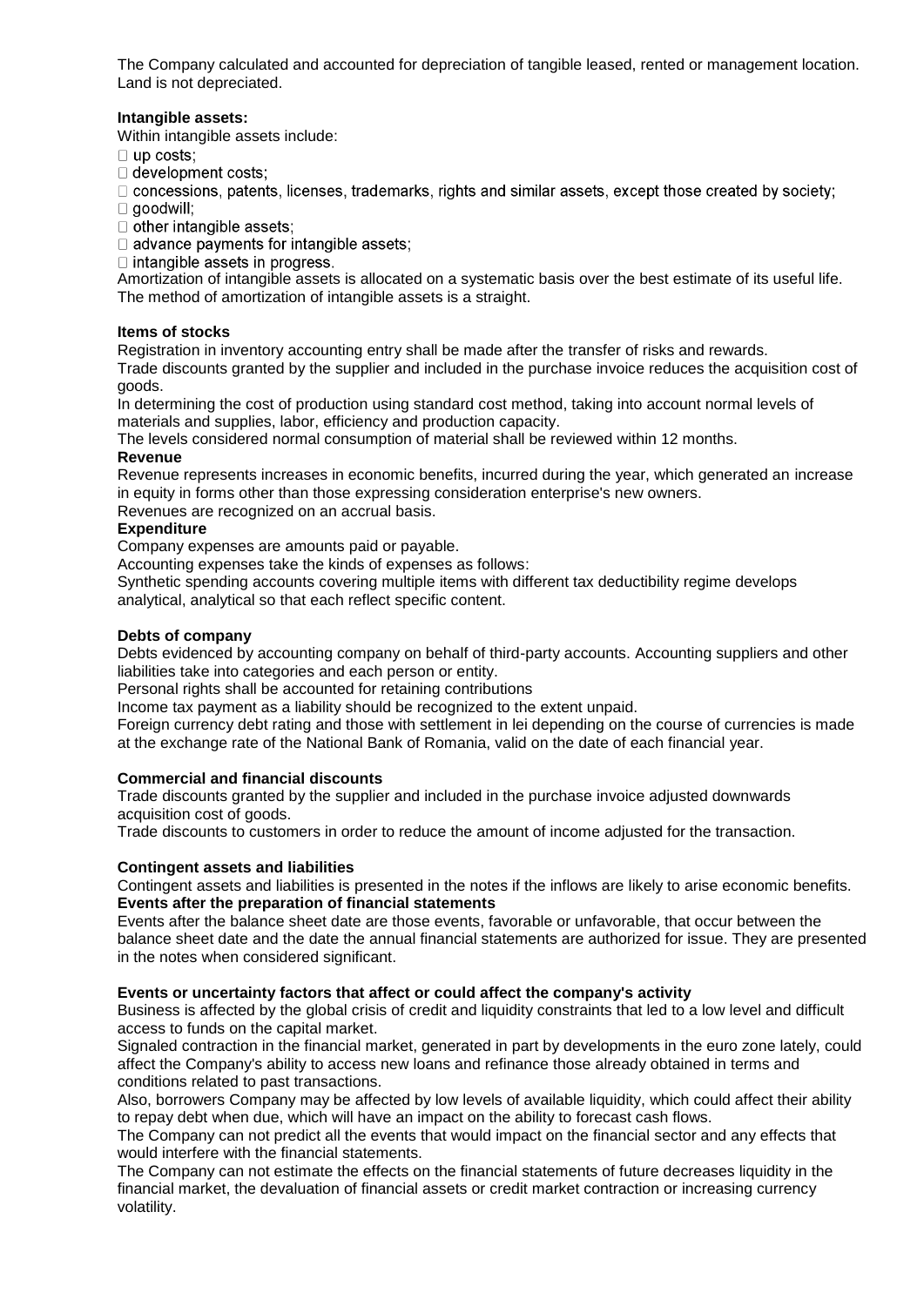The Company calculated and accounted for depreciation of tangible leased, rented or management location. Land is not depreciated.

**Intangible assets:**

Within intangible assets include:

- up costs;
- development costs;
- concessions, patents, licenses, trademarks, rights and similar assets, except those created by society;
- goodwill;
- other intangible assets;
- advance payments for intangible assets;
- intangible assets in progress.

Amortization of intangible assets is allocated on a systematic basis over the best estimate of its useful life. The method of amortization of intangible assets is a straight.

**Items of stocks**

Registration in inventory accounting entry shall be made after the transfer of risks and rewards.

Trade discounts granted by the supplier and included in the purchase invoice reduces the acquisition cost of goods.

In determining the cost of production using standard cost method, taking into account normal levels of materials and supplies, labor, efficiency and production capacity.

The levels considered normal consumption of material shall be reviewed within 12 months.

**Revenue**

Revenue represents increases in economic benefits, incurred during the year, which generated an increase in equity in forms other than those expressing consideration enterprise's new owners.

Revenues are recognized on an accrual basis.

**Expenditure**

Company expenses are amounts paid or payable.

Accounting expenses take the kinds of expenses as follows:

Synthetic spending accounts covering multiple items with different tax deductibility regime develops analytical, analytical so that each reflect specific content.

**Debts of company**

Debts evidenced by accounting company on behalf of third-party accounts. Accounting suppliers and other liabilities take into categories and each person or entity.

Personal rights shall be accounted for retaining contributions

Income tax payment as a liability should be recognized to the extent unpaid.

Foreign currency debt rating and those with settlement in lei depending on the course of currencies is made at the exchange rate of the National Bank of Romania, valid on the date of each financial year.

**Commercial and financial discounts**

Trade discounts granted by the supplier and included in the purchase invoice adjusted downwards acquisition cost of goods.

Trade discounts to customers in order to reduce the amount of income adjusted for the transaction.

**Contingent assets and liabilities**

Contingent assets and liabilities is presented in the notes if the inflows are likely to arise economic benefits.

**Events after the preparation of financial statements**

Events after the balance sheet date are those events, favorable or unfavorable, that occur between the balance sheet date and the date the annual financial statements are authorized for issue. They are presented in the notes when considered significant.

**Events or uncertainty factors that affect or could affect the company's activity**

Business is affected by the global crisis of credit and liquidity constraints that led to a low level and difficult access to funds on the capital market.

Signaled contraction in the financial market, generated in part by developments in the euro zone lately, could affect the Company's ability to access new loans and refinance those already obtained in terms and conditions related to past transactions.

Also, borrowers Company may be affected by low levels of available liquidity, which could affect their ability to repay debt when due, which will have an impact on the ability to forecast cash flows.

The Company can not predict all the events that would impact on the financial sector and any effects that would interfere with the financial statements.

The Company can not estimate the effects on the financial statements of future decreases liquidity in the financial market, the devaluation of financial assets or credit market contraction or increasing currency volatility.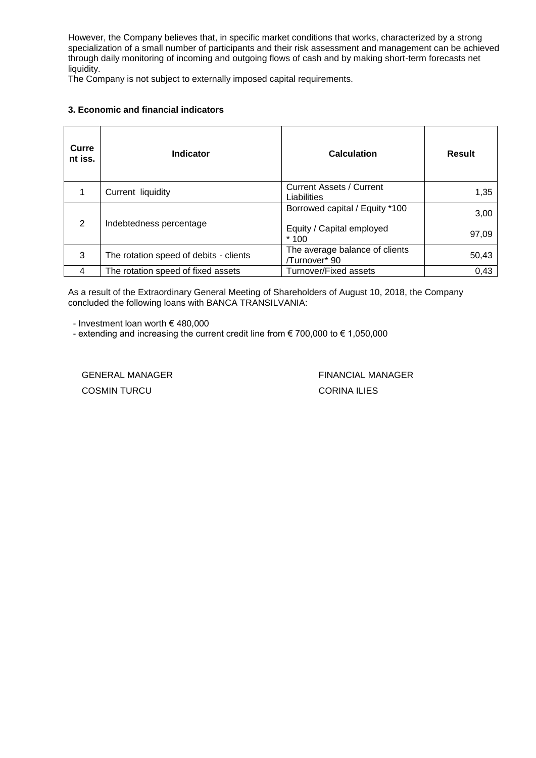However, the Company believes that, in specific market conditions that works, characterized by a strong specialization of a small number of participants and their risk assessment and management can be achieved through daily monitoring of incoming and outgoing flows of cash and by making short-term forecasts net liquidity.
The Company is not subject to externally imposed capital requirements.

**3. Economic and financial indicators**

| Current iss. | Indicator | Calculation | Result |
|---|---|---|---|
| 1 | Current liquidity | Current Assets / Current Liabilities | 1,35 |
| 2 | Indebtedness percentage | Borrowed capital / Equity *100 | 3,00 |
| | | Equity / Capital employed * 100 | 97,09 |
| 3 | The rotation speed of debits - clients | The average balance of clients /Turnover* 90 | 50,43 |
| 4 | The rotation speed of fixed assets | Turnover/Fixed assets | 0,43 |

As a result of the Extraordinary General Meeting of Shareholders of August 10, 2018, the Company concluded the following loans with BANCA TRANSILVANIA:

- Investment loan worth € 480,000
- extending and increasing the current credit line from € 700,000 to € 1,050,000

GENERAL MANAGER
COSMIN TURCU

FINANCIAL MANAGER
CORINA ILIES